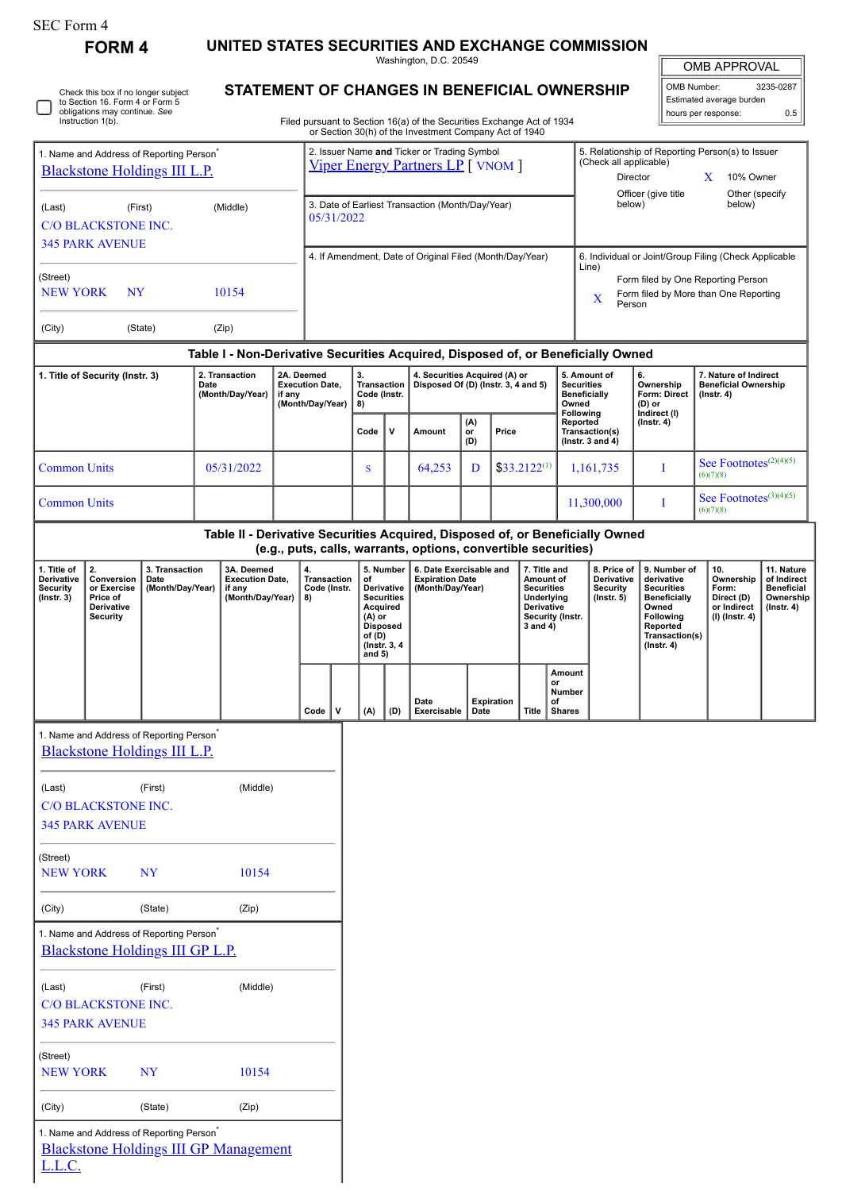SEC Form 4

# FORM 4

## UNITED STATES SECURITIES AND EXCHANGE COMMISSION

Washington, D.C. 20549

## STATEMENT OF CHANGES IN BENEFICIAL OWNERSHIP

Filed pursuant to Section 16(a) of the Securities Exchange Act of 1934 or Section 30(h) of the Investment Company Act of 1940

| OMB APPROVAL | |
|---|---|
| OMB Number: | 3235-0287 |
| Estimated average burden | |
| hours per response: | 0.5 |

☐ Check this box if no longer subject to Section 16. Form 4 or Form 5 obligations may continue. *See* Instruction 1(b).

1. Name and Address of Reporting Person*
Blackstone Holdings III L.P.

(Last) (First) (Middle)
C/O BLACKSTONE INC.
345 PARK AVENUE

(Street)
NEW YORK NY 10154

(City) (State) (Zip)

2. Issuer Name **and** Ticker or Trading Symbol
Viper Energy Partners LP [ VNOM ]

3. Date of Earliest Transaction (Month/Day/Year)
05/31/2022

4. If Amendment, Date of Original Filed (Month/Day/Year)

5. Relationship of Reporting Person(s) to Issuer (Check all applicable)
Director
X 10% Owner
Officer (give title below)
Other (specify below)

6. Individual or Joint/Group Filing (Check Applicable Line)
Form filed by One Reporting Person
X Form filed by More than One Reporting Person

### Table I - Non-Derivative Securities Acquired, Disposed of, or Beneficially Owned

| 1. Title of Security (Instr. 3) | 2. Transaction Date (Month/Day/Year) | 2A. Deemed Execution Date, if any (Month/Day/Year) | 3. Transaction Code (Instr. 8) | | 4. Securities Acquired (A) or Disposed Of (D) (Instr. 3, 4 and 5) | | | 5. Amount of Securities Beneficially Owned Following Reported Transaction(s) (Instr. 3 and 4) | 6. Ownership Form: Direct (D) or Indirect (I) (Instr. 4) | 7. Nature of Indirect Beneficial Ownership (Instr. 4) |
|---|---|---|---|---|---|---|---|---|---|---|
| | | | Code | V | Amount | (A) or (D) | Price | | | |
| Common Units | 05/31/2022 | | S | | 64,253 | D | $33.2122[1] | 1,161,735 | I | See Footnotes[2][4][5][6][7][8] |
| Common Units | | | | | | | | 11,300,000 | I | See Footnotes[3][4][5][6][7][8] |

### Table II - Derivative Securities Acquired, Disposed of, or Beneficially Owned (e.g., puts, calls, warrants, options, convertible securities)

| 1. Title of Derivative Security (Instr. 3) | 2. Conversion or Exercise Price of Derivative Security | 3. Transaction Date (Month/Day/Year) | 3A. Deemed Execution Date, if any (Month/Day/Year) | 4. Transaction Code (Instr. 8) | | 5. Number of Derivative Securities Acquired (A) or Disposed of (D) (Instr. 3, 4 and 5) | | 6. Date Exercisable and Expiration Date (Month/Day/Year) | | 7. Title and Amount of Securities Underlying Derivative Security (Instr. 3 and 4) | | 8. Price of Derivative Security (Instr. 5) | 9. Number of derivative Securities Beneficially Owned Following Reported Transaction(s) (Instr. 4) | 10. Ownership Form: Direct (D) or Indirect (I) (Instr. 4) | 11. Nature of Indirect Beneficial Ownership (Instr. 4) |
|---|---|---|---|---|---|---|---|---|---|---|---|---|---|---|---|
| | | | | Code | V | (A) | (D) | Date Exercisable | Expiration Date | Title | Amount or Number of Shares | | | | |

1. Name and Address of Reporting Person*
Blackstone Holdings III L.P.

(Last) (First) (Middle)
C/O BLACKSTONE INC.
345 PARK AVENUE

(Street)
NEW YORK NY 10154

(City) (State) (Zip)

1. Name and Address of Reporting Person*
Blackstone Holdings III GP L.P.

(Last) (First) (Middle)
C/O BLACKSTONE INC.
345 PARK AVENUE

(Street)
NEW YORK NY 10154

(City) (State) (Zip)

1. Name and Address of Reporting Person*
Blackstone Holdings III GP Management L.L.C.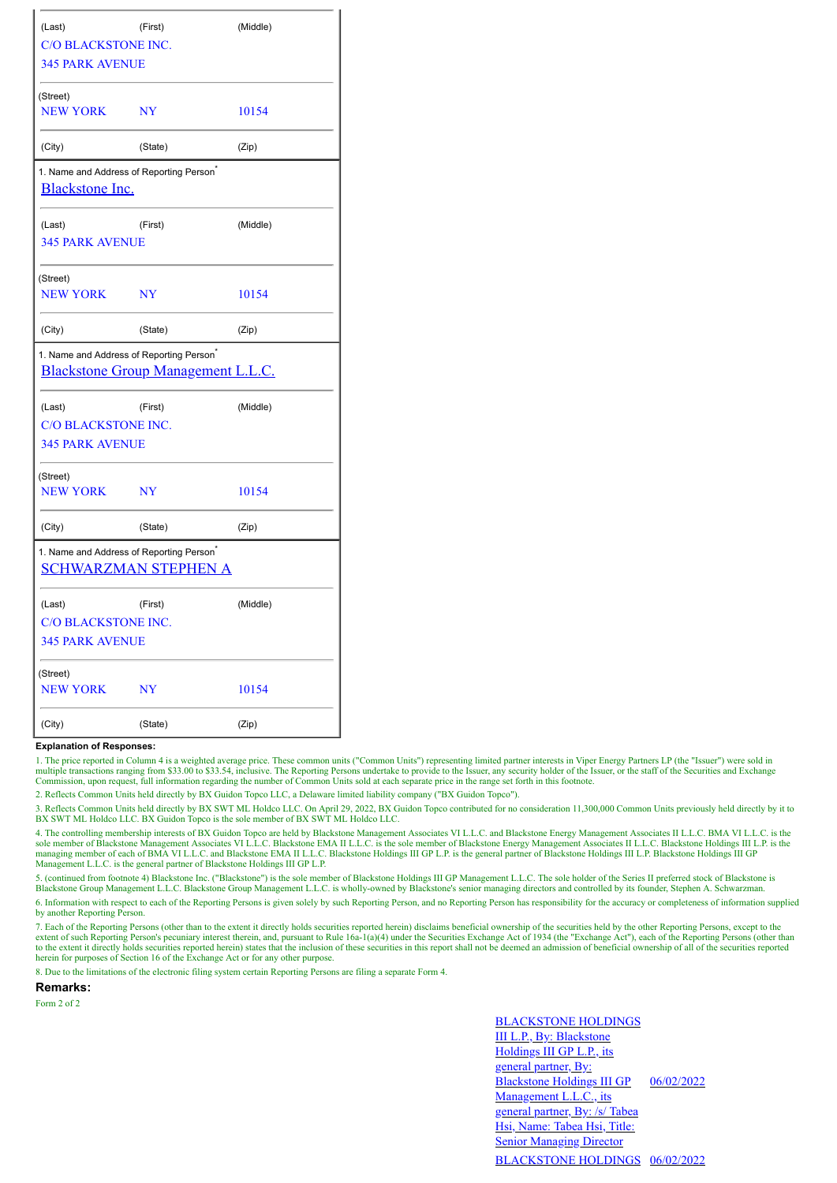| (Last) | (First) | (Middle) |
|---|---|---|
| C/O BLACKSTONE INC. | | |
| 345 PARK AVENUE | | |
| (Street) | | |
| NEW YORK | NY | 10154 |
| (City) | (State) | (Zip) |

1. Name and Address of Reporting Person*

[Blackstone Inc.]

| (Last) | (First) | (Middle) |
|---|---|---|
| 345 PARK AVENUE | | |
| (Street) | | |
| NEW YORK | NY | 10154 |
| (City) | (State) | (Zip) |

1. Name and Address of Reporting Person*

[Blackstone Group Management L.L.C.]

| (Last) | (First) | (Middle) |
|---|---|---|
| C/O BLACKSTONE INC. | | |
| 345 PARK AVENUE | | |
| (Street) | | |
| NEW YORK | NY | 10154 |
| (City) | (State) | (Zip) |

1. Name and Address of Reporting Person*

[SCHWARZMAN STEPHEN A]

| (Last) | (First) | (Middle) |
|---|---|---|
| C/O BLACKSTONE INC. | | |
| 345 PARK AVENUE | | |
| (Street) | | |
| NEW YORK | NY | 10154 |
| (City) | (State) | (Zip) |

**Explanation of Responses:**

1. The price reported in Column 4 is a weighted average price. These common units ("Common Units") representing limited partner interests in Viper Energy Partners LP (the "Issuer") were sold in multiple transactions ranging from $33.00 to $33.54, inclusive. The Reporting Persons undertake to provide to the Issuer, any security holder of the Issuer, or the staff of the Securities and Exchange Commission, upon request, full information regarding the number of Common Units sold at each separate price in the range set forth in this footnote.

2. Reflects Common Units held directly by BX Guidon Topco LLC, a Delaware limited liability company ("BX Guidon Topco").

3. Reflects Common Units held directly by BX SWT ML Holdco LLC. On April 29, 2022, BX Guidon Topco contributed for no consideration 11,300,000 Common Units previously held directly by it to BX SWT ML Holdco LLC. BX Guidon Topco is the sole member of BX SWT ML Holdco LLC.

4. The controlling membership interests of BX Guidon Topco are held by Blackstone Management Associates VI L.L.C. and Blackstone Energy Management Associates II L.L.C. BMA VI L.L.C. is the sole member of Blackstone Management Associates VI L.L.C. Blackstone EMA II L.L.C. is the sole member of Blackstone Energy Management Associates II L.L.C. Blackstone Holdings III L.P. is the managing member of each of BMA VI L.L.C. and Blackstone EMA II L.L.C. Blackstone Holdings III GP L.P. is the general partner of Blackstone Holdings III L.P. Blackstone Holdings III GP Management L.L.C. is the general partner of Blackstone Holdings III GP L.P.

5. (continued from footnote 4) Blackstone Inc. ("Blackstone") is the sole member of Blackstone Holdings III GP Management L.L.C. The sole holder of the Series II preferred stock of Blackstone is Blackstone Group Management L.L.C. Blackstone Group Management L.L.C. is wholly-owned by Blackstone's senior managing directors and controlled by its founder, Stephen A. Schwarzman.

6. Information with respect to each of the Reporting Persons is given solely by such Reporting Person, and no Reporting Person has responsibility for the accuracy or completeness of information supplied by another Reporting Person.

7. Each of the Reporting Persons (other than to the extent it directly holds securities reported herein) disclaims beneficial ownership of the securities held by the other Reporting Persons, except to the extent of such Reporting Person's pecuniary interest therein, and, pursuant to Rule 16a-1(a)(4) under the Securities Exchange Act of 1934 (the "Exchange Act"), each of the Reporting Persons (other than to the extent it directly holds securities reported herein) states that the inclusion of these securities in this report shall not be deemed an admission of beneficial ownership of all of the securities reported herein for purposes of Section 16 of the Exchange Act or for any other purpose.

8. Due to the limitations of the electronic filing system certain Reporting Persons are filing a separate Form 4.

**Remarks:**

Form 2 of 2

| | |
|---|---|
| BLACKSTONE HOLDINGS III L.P., By: Blackstone Holdings III GP L.P., its general partner, By: Blackstone Holdings III GP Management L.L.C., its general partner, By: /s/ Tabea Hsi, Name: Tabea Hsi, Title: Senior Managing Director | 06/02/2022 |
| BLACKSTONE HOLDINGS | 06/02/2022 |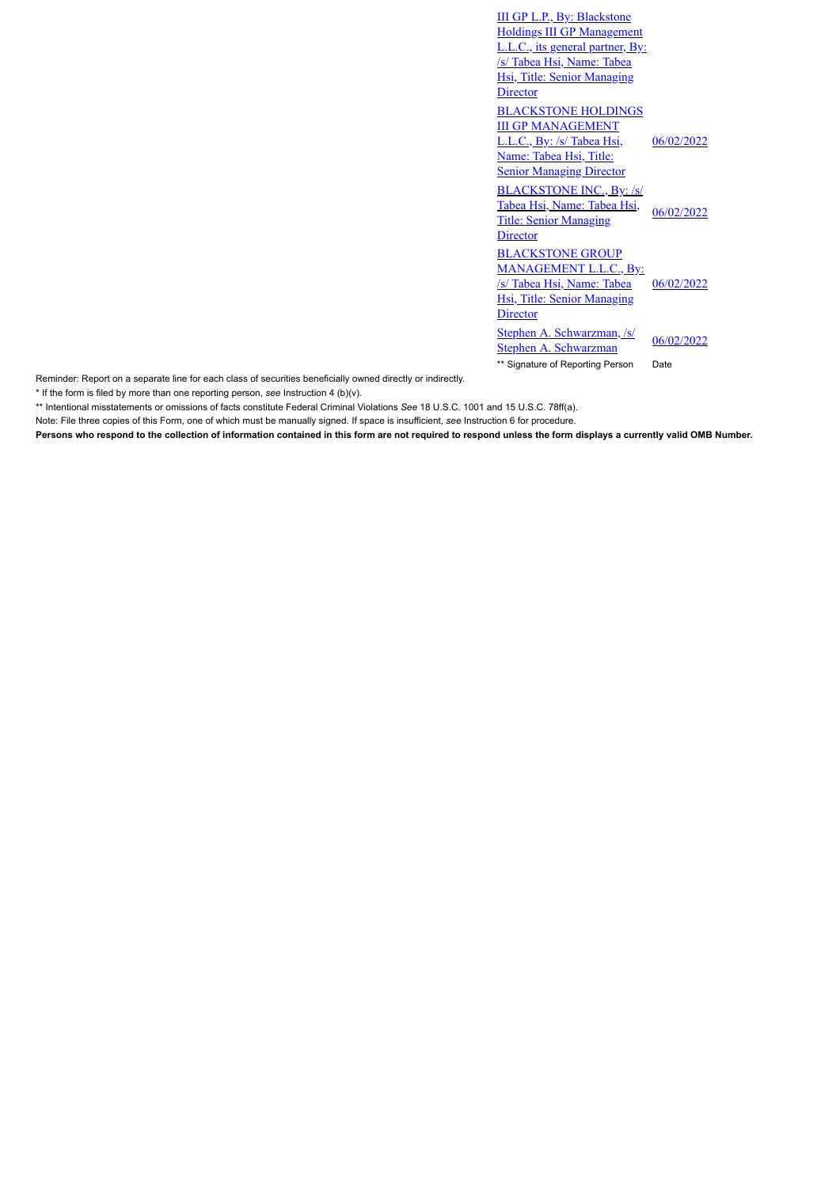| | |
|---|---|
| III GP L.P., By: Blackstone Holdings III GP Management L.L.C., its general partner, By: /s/ Tabea Hsi, Name: Tabea Hsi, Title: Senior Managing Director | |
| BLACKSTONE HOLDINGS III GP MANAGEMENT L.L.C., By: /s/ Tabea Hsi, Name: Tabea Hsi, Title: Senior Managing Director | 06/02/2022 |
| BLACKSTONE INC., By: /s/ Tabea Hsi, Name: Tabea Hsi, Title: Senior Managing Director | 06/02/2022 |
| BLACKSTONE GROUP MANAGEMENT L.L.C., By: /s/ Tabea Hsi, Name: Tabea Hsi, Title: Senior Managing Director | 06/02/2022 |
| Stephen A. Schwarzman, /s/ Stephen A. Schwarzman | 06/02/2022 |
| ** Signature of Reporting Person | Date |

Reminder: Report on a separate line for each class of securities beneficially owned directly or indirectly.

* If the form is filed by more than one reporting person, *see* Instruction 4 (b)(v).

** Intentional misstatements or omissions of facts constitute Federal Criminal Violations *See* 18 U.S.C. 1001 and 15 U.S.C. 78ff(a).

Note: File three copies of this Form, one of which must be manually signed. If space is insufficient, *see* Instruction 6 for procedure.

**Persons who respond to the collection of information contained in this form are not required to respond unless the form displays a currently valid OMB Number.**